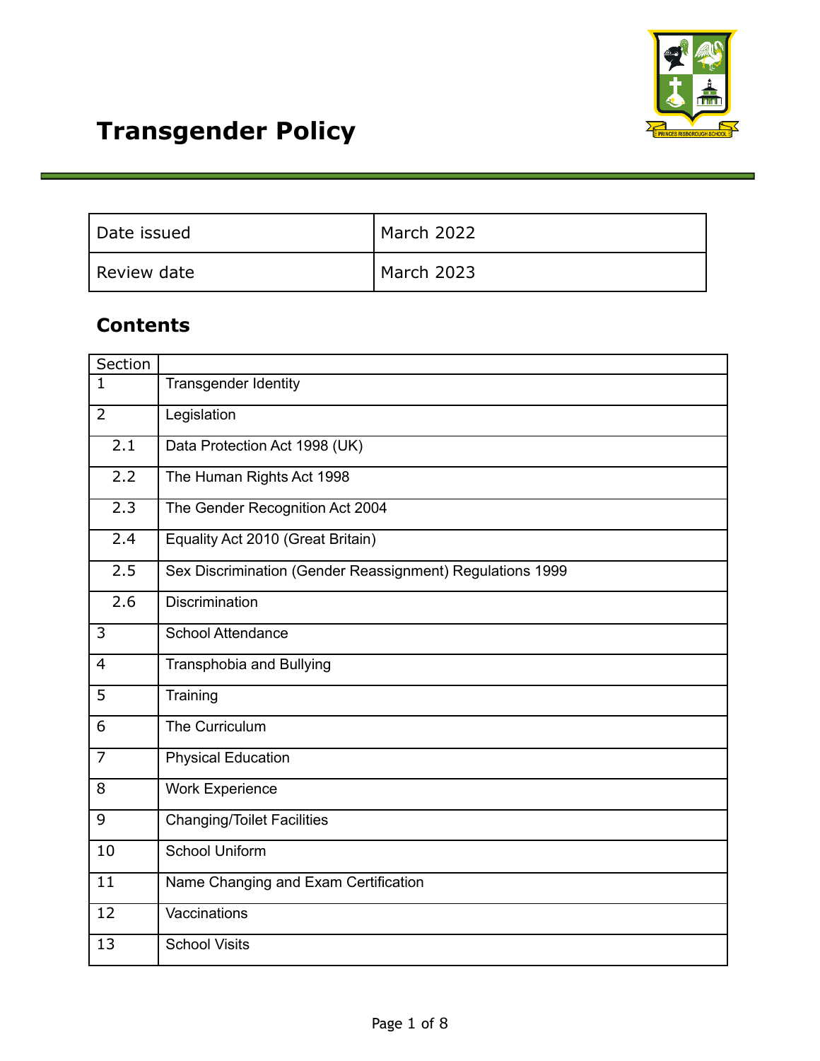# Transgender Policy

| Date issued | March 2022 |
| --- | --- |
| Review date | March 2023 |

## Contents

| Section | |
| --- | --- |
| 1 | Transgender Identity |
| 2 | Legislation |
| 2.1 | Data Protection Act 1998 (UK) |
| 2.2 | The Human Rights Act 1998 |
| 2.3 | The Gender Recognition Act 2004 |
| 2.4 | Equality Act 2010 (Great Britain) |
| 2.5 | Sex Discrimination (Gender Reassignment) Regulations 1999 |
| 2.6 | Discrimination |
| 3 | School Attendance |
| 4 | Transphobia and Bullying |
| 5 | Training |
| 6 | The Curriculum |
| 7 | Physical Education |
| 8 | Work Experience |
| 9 | Changing/Toilet Facilities |
| 10 | School Uniform |
| 11 | Name Changing and Exam Certification |
| 12 | Vaccinations |
| 13 | School Visits |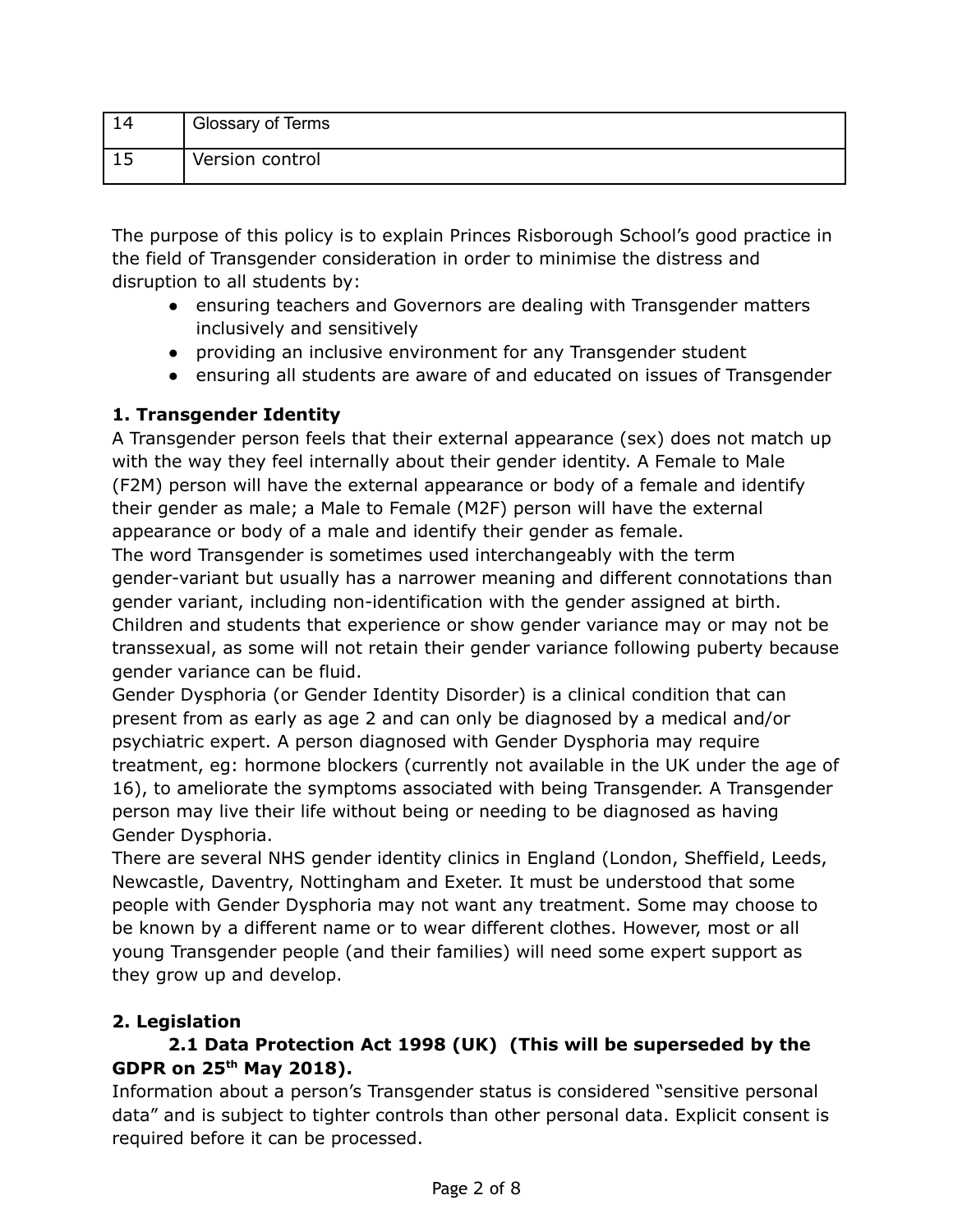| 14 | Glossary of Terms |
|---|---|
| 15 | Version control |

The purpose of this policy is to explain Princes Risborough School's good practice in the field of Transgender consideration in order to minimise the distress and disruption to all students by:

- ensuring teachers and Governors are dealing with Transgender matters inclusively and sensitively
- providing an inclusive environment for any Transgender student
- ensuring all students are aware of and educated on issues of Transgender

### 1. Transgender Identity

A Transgender person feels that their external appearance (sex) does not match up with the way they feel internally about their gender identity. A Female to Male (F2M) person will have the external appearance or body of a female and identify their gender as male; a Male to Female (M2F) person will have the external appearance or body of a male and identify their gender as female.

The word Transgender is sometimes used interchangeably with the term gender-variant but usually has a narrower meaning and different connotations than gender variant, including non-identification with the gender assigned at birth. Children and students that experience or show gender variance may or may not be transsexual, as some will not retain their gender variance following puberty because gender variance can be fluid.

Gender Dysphoria (or Gender Identity Disorder) is a clinical condition that can present from as early as age 2 and can only be diagnosed by a medical and/or psychiatric expert. A person diagnosed with Gender Dysphoria may require treatment, eg: hormone blockers (currently not available in the UK under the age of 16), to ameliorate the symptoms associated with being Transgender. A Transgender person may live their life without being or needing to be diagnosed as having Gender Dysphoria.

There are several NHS gender identity clinics in England (London, Sheffield, Leeds, Newcastle, Daventry, Nottingham and Exeter. It must be understood that some people with Gender Dysphoria may not want any treatment. Some may choose to be known by a different name or to wear different clothes. However, most or all young Transgender people (and their families) will need some expert support as they grow up and develop.

### 2. Legislation

#### 2.1 Data Protection Act 1998 (UK) (This will be superseded by the GDPR on 25th May 2018).

Information about a person's Transgender status is considered "sensitive personal data" and is subject to tighter controls than other personal data. Explicit consent is required before it can be processed.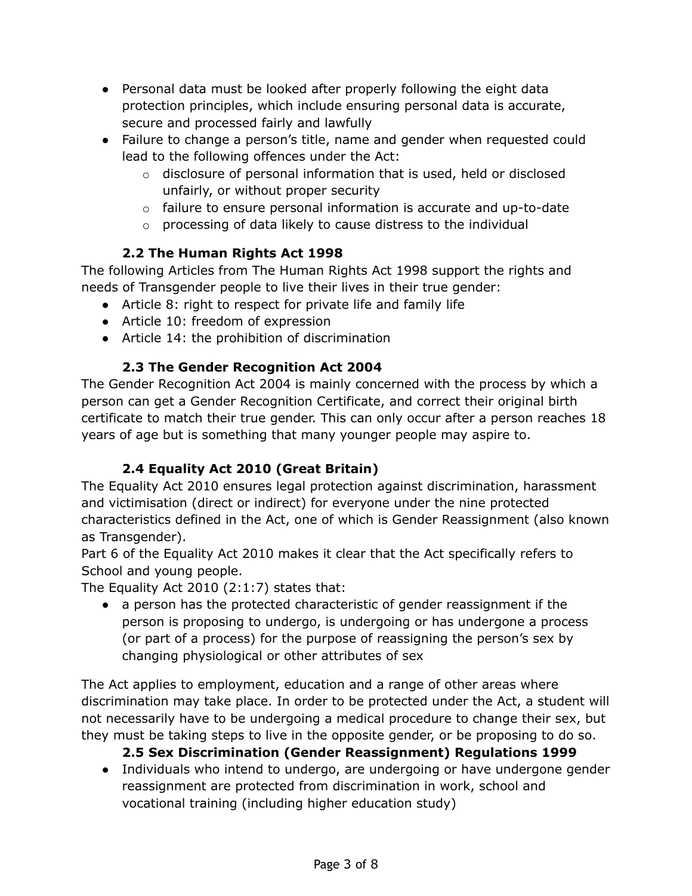- Personal data must be looked after properly following the eight data protection principles, which include ensuring personal data is accurate, secure and processed fairly and lawfully
- Failure to change a person's title, name and gender when requested could lead to the following offences under the Act:
  - disclosure of personal information that is used, held or disclosed unfairly, or without proper security
  - failure to ensure personal information is accurate and up-to-date
  - processing of data likely to cause distress to the individual

### 2.2 The Human Rights Act 1998

The following Articles from The Human Rights Act 1998 support the rights and needs of Transgender people to live their lives in their true gender:

- Article 8: right to respect for private life and family life
- Article 10: freedom of expression
- Article 14: the prohibition of discrimination

### 2.3 The Gender Recognition Act 2004

The Gender Recognition Act 2004 is mainly concerned with the process by which a person can get a Gender Recognition Certificate, and correct their original birth certificate to match their true gender. This can only occur after a person reaches 18 years of age but is something that many younger people may aspire to.

### 2.4 Equality Act 2010 (Great Britain)

The Equality Act 2010 ensures legal protection against discrimination, harassment and victimisation (direct or indirect) for everyone under the nine protected characteristics defined in the Act, one of which is Gender Reassignment (also known as Transgender).

Part 6 of the Equality Act 2010 makes it clear that the Act specifically refers to School and young people.

The Equality Act 2010 (2:1:7) states that:

- a person has the protected characteristic of gender reassignment if the person is proposing to undergo, is undergoing or has undergone a process (or part of a process) for the purpose of reassigning the person's sex by changing physiological or other attributes of sex

The Act applies to employment, education and a range of other areas where discrimination may take place. In order to be protected under the Act, a student will not necessarily have to be undergoing a medical procedure to change their sex, but they must be taking steps to live in the opposite gender, or be proposing to do so.

### 2.5 Sex Discrimination (Gender Reassignment) Regulations 1999

- Individuals who intend to undergo, are undergoing or have undergone gender reassignment are protected from discrimination in work, school and vocational training (including higher education study)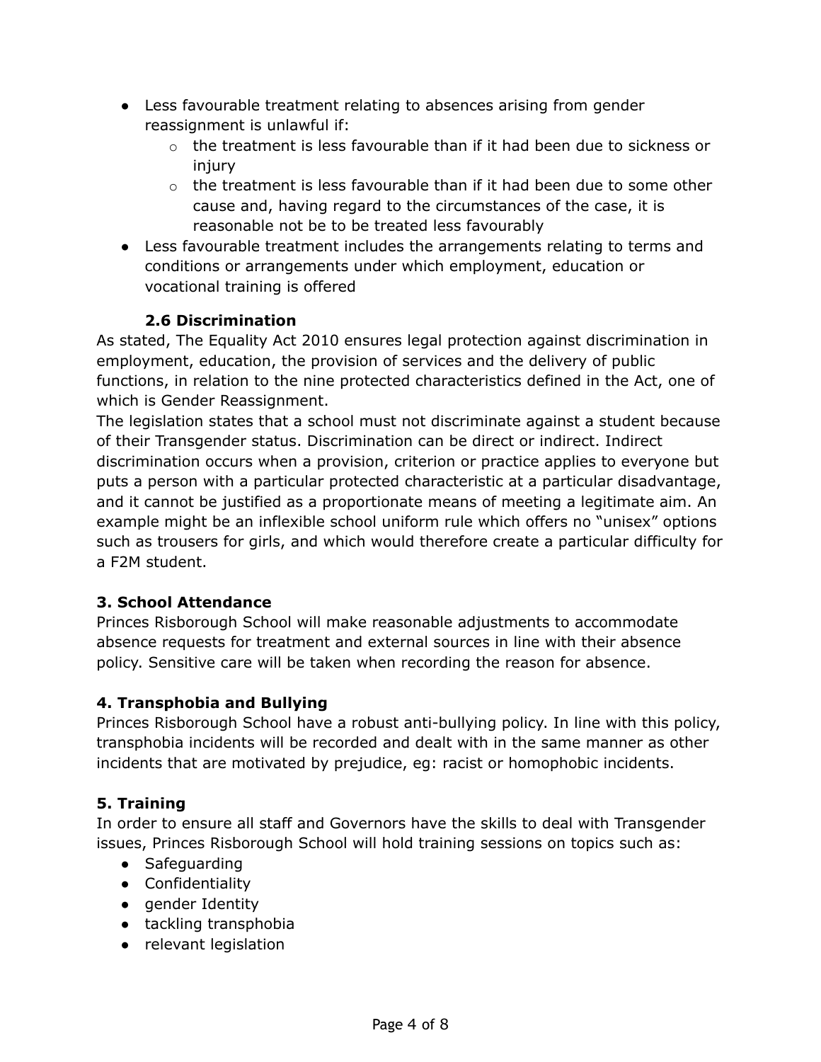- Less favourable treatment relating to absences arising from gender reassignment is unlawful if:
  - the treatment is less favourable than if it had been due to sickness or injury
  - the treatment is less favourable than if it had been due to some other cause and, having regard to the circumstances of the case, it is reasonable not be to be treated less favourably
- Less favourable treatment includes the arrangements relating to terms and conditions or arrangements under which employment, education or vocational training is offered

### 2.6 Discrimination

As stated, The Equality Act 2010 ensures legal protection against discrimination in employment, education, the provision of services and the delivery of public functions, in relation to the nine protected characteristics defined in the Act, one of which is Gender Reassignment.

The legislation states that a school must not discriminate against a student because of their Transgender status. Discrimination can be direct or indirect. Indirect discrimination occurs when a provision, criterion or practice applies to everyone but puts a person with a particular protected characteristic at a particular disadvantage, and it cannot be justified as a proportionate means of meeting a legitimate aim. An example might be an inflexible school uniform rule which offers no "unisex" options such as trousers for girls, and which would therefore create a particular difficulty for a F2M student.

## 3. School Attendance

Princes Risborough School will make reasonable adjustments to accommodate absence requests for treatment and external sources in line with their absence policy. Sensitive care will be taken when recording the reason for absence.

## 4. Transphobia and Bullying

Princes Risborough School have a robust anti-bullying policy. In line with this policy, transphobia incidents will be recorded and dealt with in the same manner as other incidents that are motivated by prejudice, eg: racist or homophobic incidents.

## 5. Training

In order to ensure all staff and Governors have the skills to deal with Transgender issues, Princes Risborough School will hold training sessions on topics such as:

- Safeguarding
- Confidentiality
- gender Identity
- tackling transphobia
- relevant legislation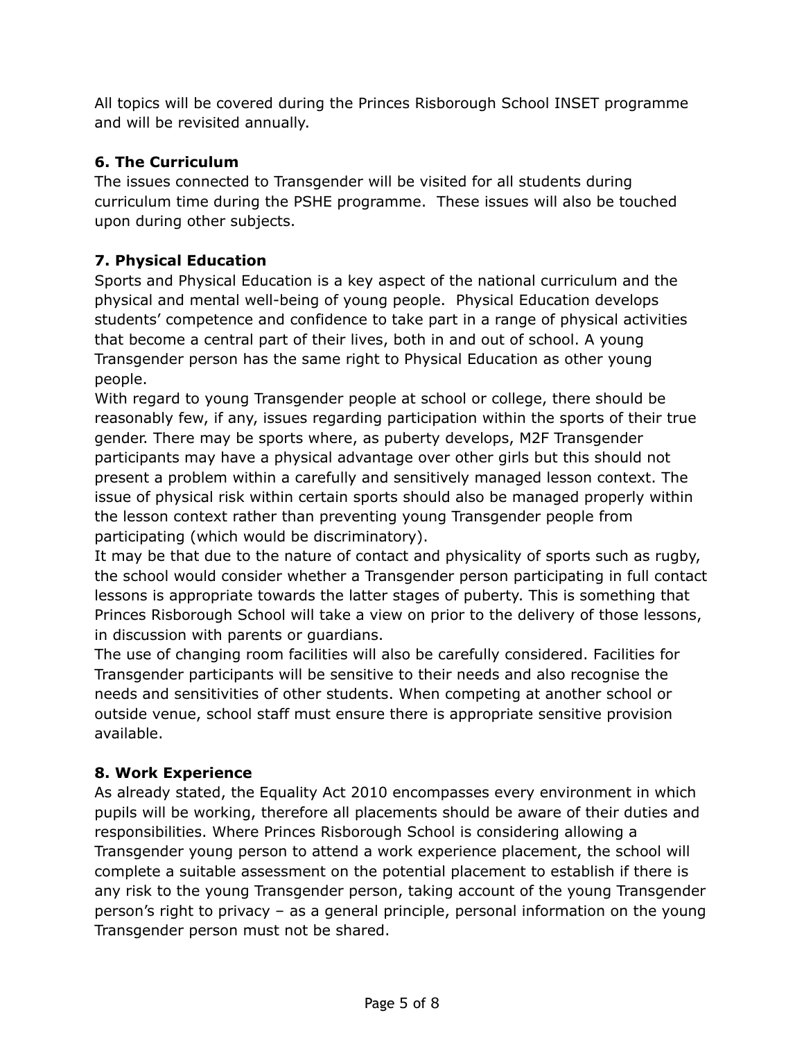All topics will be covered during the Princes Risborough School INSET programme and will be revisited annually.

## 6. The Curriculum

The issues connected to Transgender will be visited for all students during curriculum time during the PSHE programme. These issues will also be touched upon during other subjects.

## 7. Physical Education

Sports and Physical Education is a key aspect of the national curriculum and the physical and mental well-being of young people. Physical Education develops students' competence and confidence to take part in a range of physical activities that become a central part of their lives, both in and out of school. A young Transgender person has the same right to Physical Education as other young people.

With regard to young Transgender people at school or college, there should be reasonably few, if any, issues regarding participation within the sports of their true gender. There may be sports where, as puberty develops, M2F Transgender participants may have a physical advantage over other girls but this should not present a problem within a carefully and sensitively managed lesson context. The issue of physical risk within certain sports should also be managed properly within the lesson context rather than preventing young Transgender people from participating (which would be discriminatory).

It may be that due to the nature of contact and physicality of sports such as rugby, the school would consider whether a Transgender person participating in full contact lessons is appropriate towards the latter stages of puberty. This is something that Princes Risborough School will take a view on prior to the delivery of those lessons, in discussion with parents or guardians.

The use of changing room facilities will also be carefully considered. Facilities for Transgender participants will be sensitive to their needs and also recognise the needs and sensitivities of other students. When competing at another school or outside venue, school staff must ensure there is appropriate sensitive provision available.

## 8. Work Experience

As already stated, the Equality Act 2010 encompasses every environment in which pupils will be working, therefore all placements should be aware of their duties and responsibilities. Where Princes Risborough School is considering allowing a Transgender young person to attend a work experience placement, the school will complete a suitable assessment on the potential placement to establish if there is any risk to the young Transgender person, taking account of the young Transgender person's right to privacy – as a general principle, personal information on the young Transgender person must not be shared.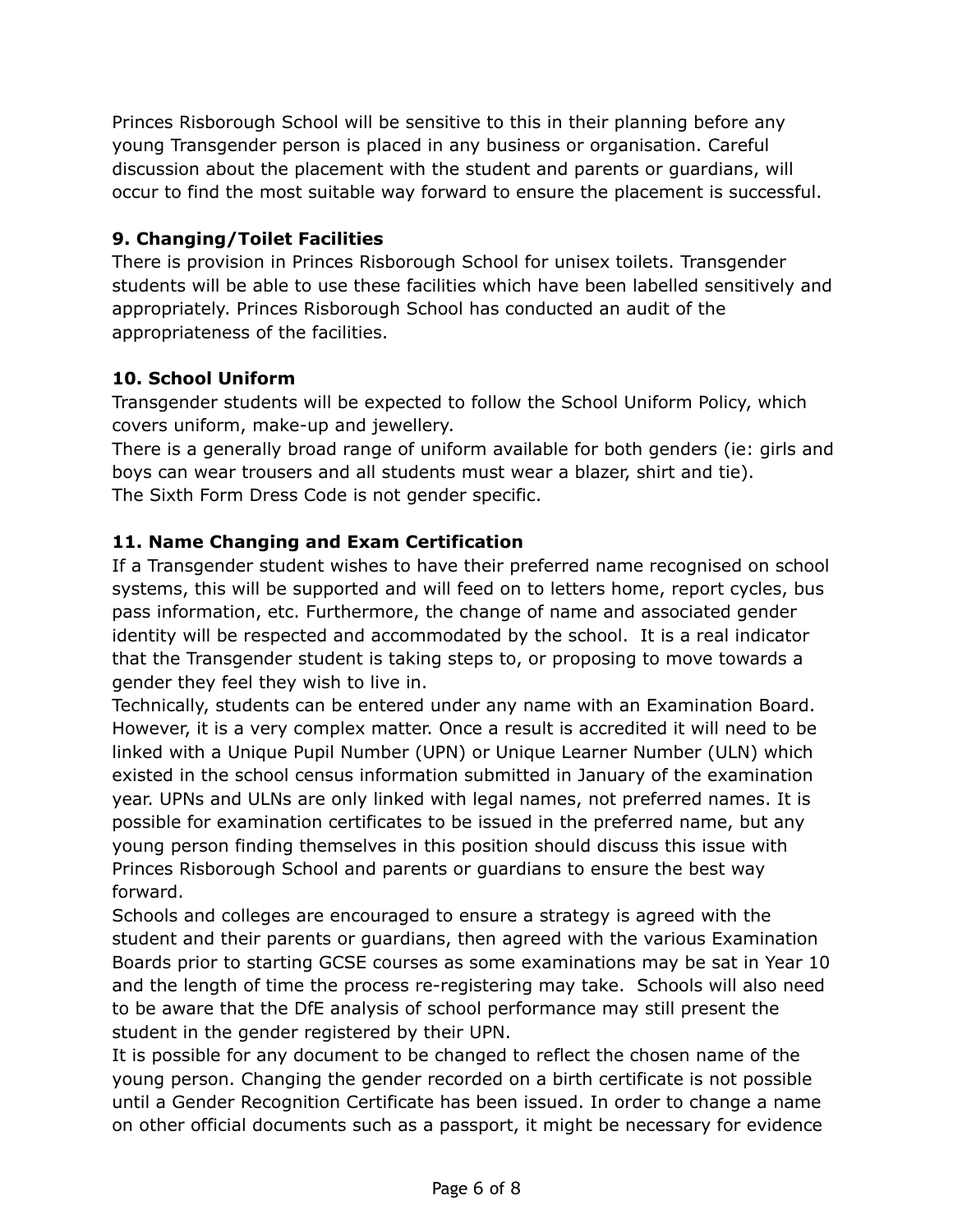Princes Risborough School will be sensitive to this in their planning before any young Transgender person is placed in any business or organisation. Careful discussion about the placement with the student and parents or guardians, will occur to find the most suitable way forward to ensure the placement is successful.

## 9. Changing/Toilet Facilities

There is provision in Princes Risborough School for unisex toilets. Transgender students will be able to use these facilities which have been labelled sensitively and appropriately. Princes Risborough School has conducted an audit of the appropriateness of the facilities.

## 10. School Uniform

Transgender students will be expected to follow the School Uniform Policy, which covers uniform, make-up and jewellery.

There is a generally broad range of uniform available for both genders (ie: girls and boys can wear trousers and all students must wear a blazer, shirt and tie).

The Sixth Form Dress Code is not gender specific.

## 11. Name Changing and Exam Certification

If a Transgender student wishes to have their preferred name recognised on school systems, this will be supported and will feed on to letters home, report cycles, bus pass information, etc. Furthermore, the change of name and associated gender identity will be respected and accommodated by the school. It is a real indicator that the Transgender student is taking steps to, or proposing to move towards a gender they feel they wish to live in.

Technically, students can be entered under any name with an Examination Board. However, it is a very complex matter. Once a result is accredited it will need to be linked with a Unique Pupil Number (UPN) or Unique Learner Number (ULN) which existed in the school census information submitted in January of the examination year. UPNs and ULNs are only linked with legal names, not preferred names. It is possible for examination certificates to be issued in the preferred name, but any young person finding themselves in this position should discuss this issue with Princes Risborough School and parents or guardians to ensure the best way forward.

Schools and colleges are encouraged to ensure a strategy is agreed with the student and their parents or guardians, then agreed with the various Examination Boards prior to starting GCSE courses as some examinations may be sat in Year 10 and the length of time the process re-registering may take. Schools will also need to be aware that the DfE analysis of school performance may still present the student in the gender registered by their UPN.

It is possible for any document to be changed to reflect the chosen name of the young person. Changing the gender recorded on a birth certificate is not possible until a Gender Recognition Certificate has been issued. In order to change a name on other official documents such as a passport, it might be necessary for evidence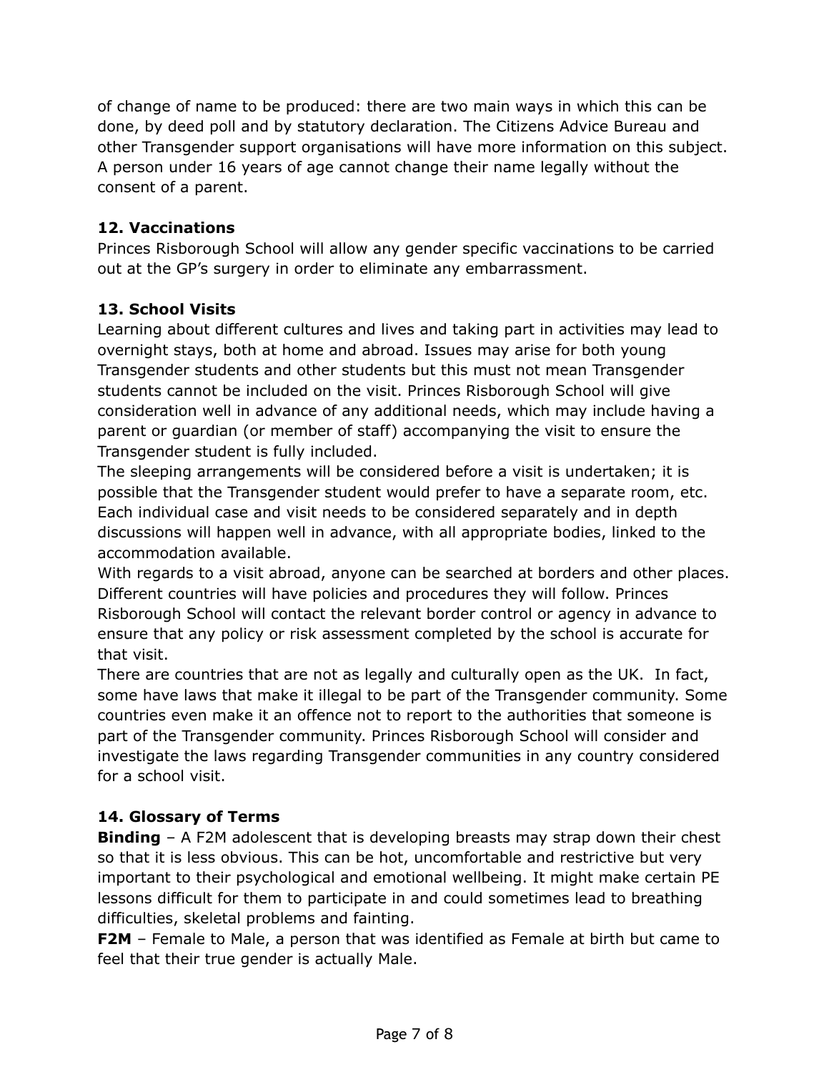of change of name to be produced: there are two main ways in which this can be done, by deed poll and by statutory declaration. The Citizens Advice Bureau and other Transgender support organisations will have more information on this subject. A person under 16 years of age cannot change their name legally without the consent of a parent.

### 12. Vaccinations

Princes Risborough School will allow any gender specific vaccinations to be carried out at the GP's surgery in order to eliminate any embarrassment.

### 13. School Visits

Learning about different cultures and lives and taking part in activities may lead to overnight stays, both at home and abroad. Issues may arise for both young Transgender students and other students but this must not mean Transgender students cannot be included on the visit. Princes Risborough School will give consideration well in advance of any additional needs, which may include having a parent or guardian (or member of staff) accompanying the visit to ensure the Transgender student is fully included.

The sleeping arrangements will be considered before a visit is undertaken; it is possible that the Transgender student would prefer to have a separate room, etc. Each individual case and visit needs to be considered separately and in depth discussions will happen well in advance, with all appropriate bodies, linked to the accommodation available.

With regards to a visit abroad, anyone can be searched at borders and other places. Different countries will have policies and procedures they will follow. Princes Risborough School will contact the relevant border control or agency in advance to ensure that any policy or risk assessment completed by the school is accurate for that visit.

There are countries that are not as legally and culturally open as the UK. In fact, some have laws that make it illegal to be part of the Transgender community. Some countries even make it an offence not to report to the authorities that someone is part of the Transgender community. Princes Risborough School will consider and investigate the laws regarding Transgender communities in any country considered for a school visit.

### 14. Glossary of Terms

**Binding** – A F2M adolescent that is developing breasts may strap down their chest so that it is less obvious. This can be hot, uncomfortable and restrictive but very important to their psychological and emotional wellbeing. It might make certain PE lessons difficult for them to participate in and could sometimes lead to breathing difficulties, skeletal problems and fainting.

**F2M** – Female to Male, a person that was identified as Female at birth but came to feel that their true gender is actually Male.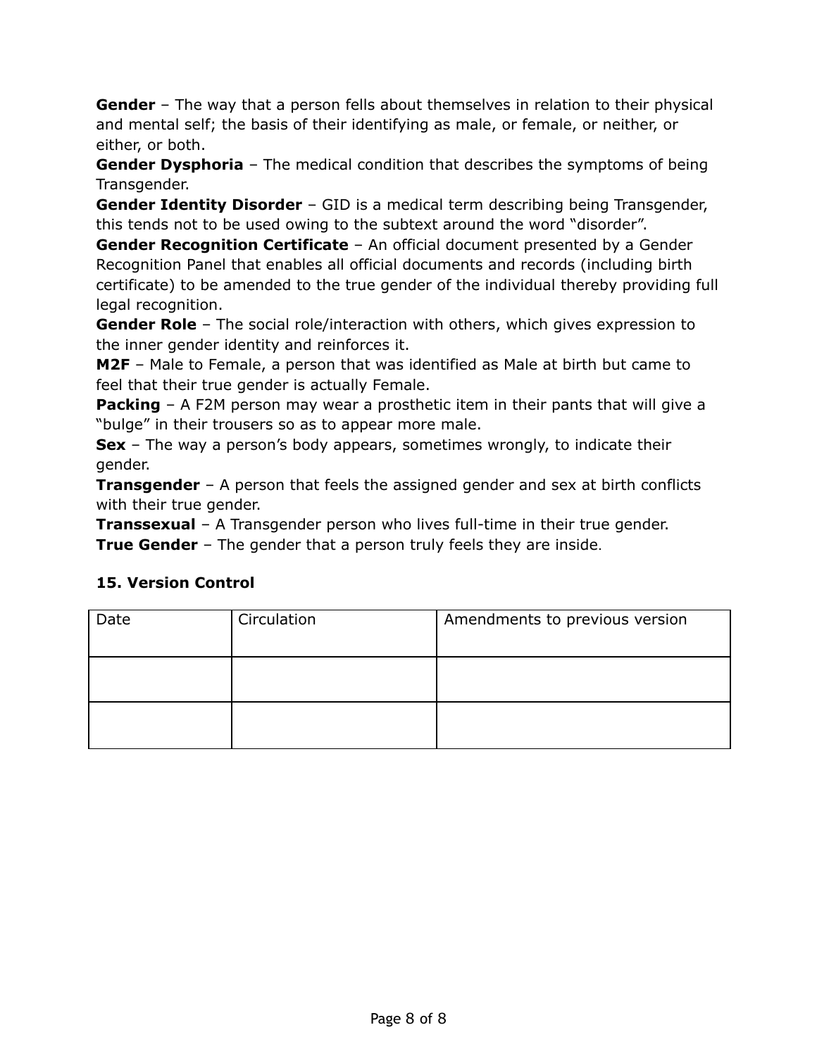**Gender** – The way that a person fells about themselves in relation to their physical and mental self; the basis of their identifying as male, or female, or neither, or either, or both.

**Gender Dysphoria** – The medical condition that describes the symptoms of being Transgender.

**Gender Identity Disorder** – GID is a medical term describing being Transgender, this tends not to be used owing to the subtext around the word "disorder".

**Gender Recognition Certificate** – An official document presented by a Gender Recognition Panel that enables all official documents and records (including birth certificate) to be amended to the true gender of the individual thereby providing full legal recognition.

**Gender Role** – The social role/interaction with others, which gives expression to the inner gender identity and reinforces it.

**M2F** – Male to Female, a person that was identified as Male at birth but came to feel that their true gender is actually Female.

**Packing** – A F2M person may wear a prosthetic item in their pants that will give a "bulge" in their trousers so as to appear more male.

**Sex** – The way a person's body appears, sometimes wrongly, to indicate their gender.

**Transgender** – A person that feels the assigned gender and sex at birth conflicts with their true gender.

**Transsexual** – A Transgender person who lives full-time in their true gender.

**True Gender** – The gender that a person truly feels they are inside.

## 15. Version Control

| Date | Circulation | Amendments to previous version |
|---|---|---|
| | | |
| | | |